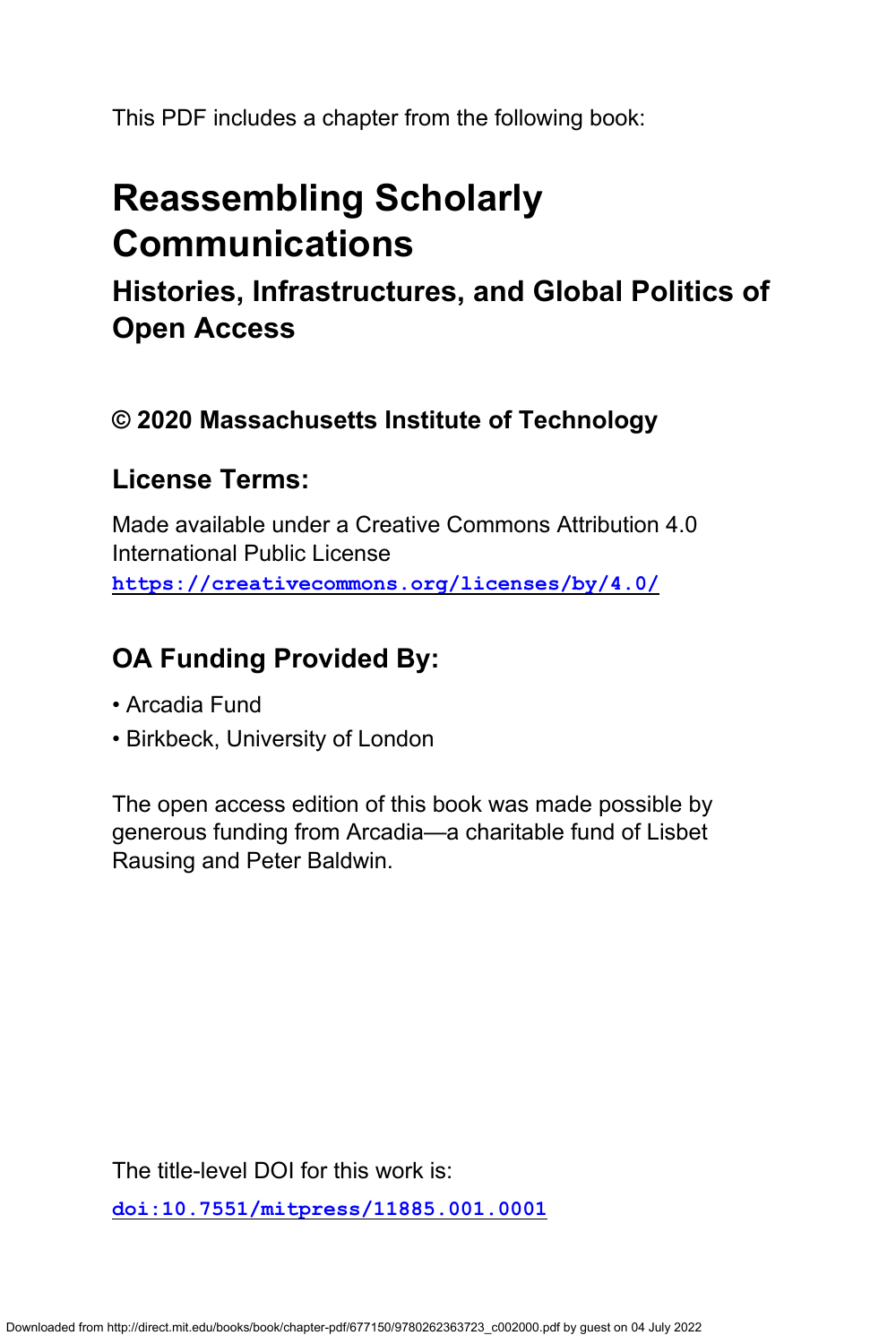This PDF includes a chapter from the following book:

# Reassembling Scholarly Communications

## Histories, Infrastructures, and Global Politics of Open Access

### © 2020 Massachusetts Institute of Technology

### License Terms:

Made available under a Creative Commons Attribution 4.0 International Public License
https://creativecommons.org/licenses/by/4.0/

### OA Funding Provided By:

- Arcadia Fund
- Birkbeck, University of London

The open access edition of this book was made possible by generous funding from Arcadia—a charitable fund of Lisbet Rausing and Peter Baldwin.

The title-level DOI for this work is:

doi:10.7551/mitpress/11885.001.0001

Downloaded from http://direct.mit.edu/books/book/chapter-pdf/677150/9780262363723_c002000.pdf by guest on 04 July 2022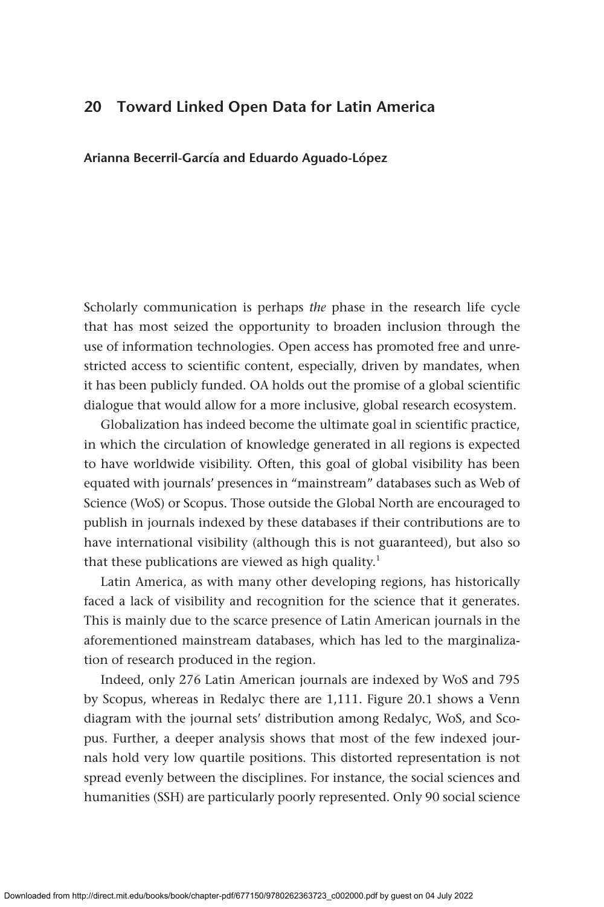## 20 Toward Linked Open Data for Latin America

**Arianna Becerril-García and Eduardo Aguado-López**

Scholarly communication is perhaps *the* phase in the research life cycle that has most seized the opportunity to broaden inclusion through the use of information technologies. Open access has promoted free and unrestricted access to scientific content, especially, driven by mandates, when it has been publicly funded. OA holds out the promise of a global scientific dialogue that would allow for a more inclusive, global research ecosystem.

Globalization has indeed become the ultimate goal in scientific practice, in which the circulation of knowledge generated in all regions is expected to have worldwide visibility. Often, this goal of global visibility has been equated with journals' presences in "mainstream" databases such as Web of Science (WoS) or Scopus. Those outside the Global North are encouraged to publish in journals indexed by these databases if their contributions are to have international visibility (although this is not guaranteed), but also so that these publications are viewed as high quality.[1]

Latin America, as with many other developing regions, has historically faced a lack of visibility and recognition for the science that it generates. This is mainly due to the scarce presence of Latin American journals in the aforementioned mainstream databases, which has led to the marginalization of research produced in the region.

Indeed, only 276 Latin American journals are indexed by WoS and 795 by Scopus, whereas in Redalyc there are 1,111. Figure 20.1 shows a Venn diagram with the journal sets' distribution among Redalyc, WoS, and Scopus. Further, a deeper analysis shows that most of the few indexed journals hold very low quartile positions. This distorted representation is not spread evenly between the disciplines. For instance, the social sciences and humanities (SSH) are particularly poorly represented. Only 90 social science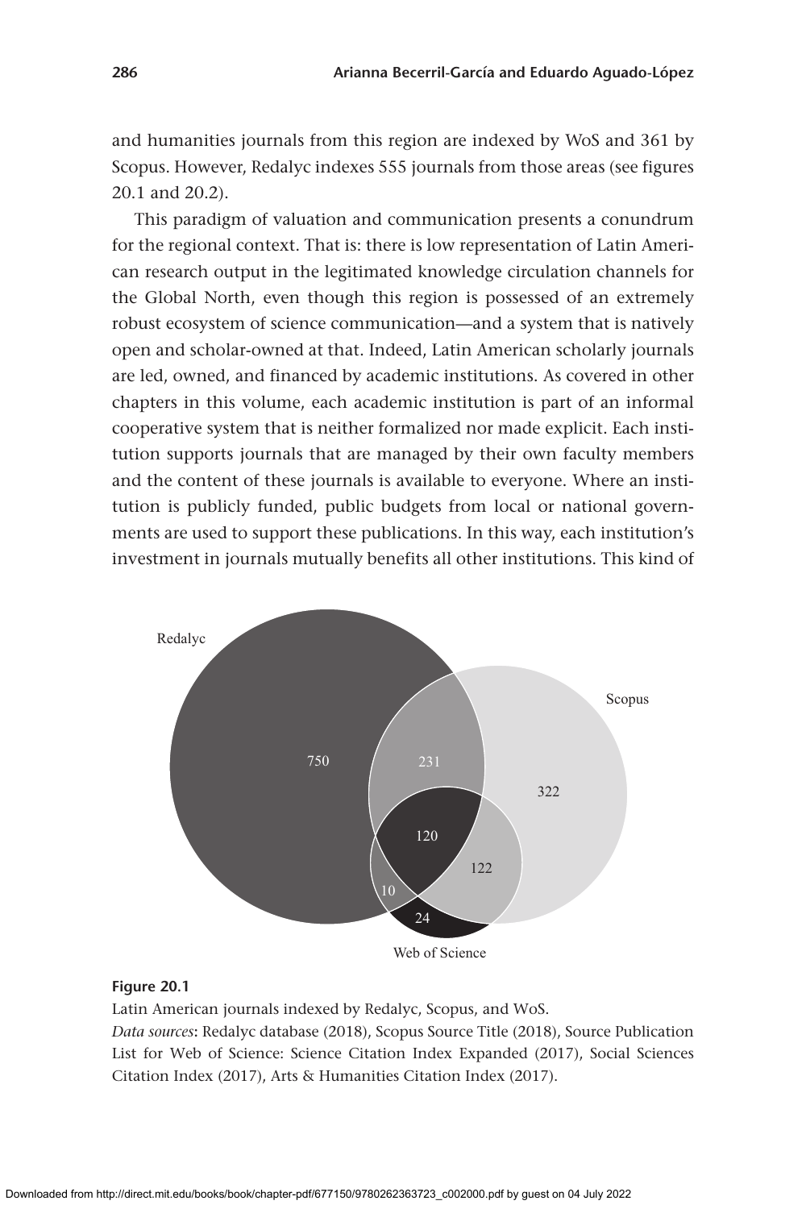and humanities journals from this region are indexed by WoS and 361 by Scopus. However, Redalyc indexes 555 journals from those areas (see figures 20.1 and 20.2).

This paradigm of valuation and communication presents a conundrum for the regional context. That is: there is low representation of Latin American research output in the legitimated knowledge circulation channels for the Global North, even though this region is possessed of an extremely robust ecosystem of science communication—and a system that is natively open and scholar-owned at that. Indeed, Latin American scholarly journals are led, owned, and financed by academic institutions. As covered in other chapters in this volume, each academic institution is part of an informal cooperative system that is neither formalized nor made explicit. Each institution supports journals that are managed by their own faculty members and the content of these journals is available to everyone. Where an institution is publicly funded, public budgets from local or national governments are used to support these publications. In this way, each institution's investment in journals mutually benefits all other institutions. This kind of

**Figure 20.1**

Latin American journals indexed by Redalyc, Scopus, and WoS.

*Data sources*: Redalyc database (2018), Scopus Source Title (2018), Source Publication List for Web of Science: Science Citation Index Expanded (2017), Social Sciences Citation Index (2017), Arts & Humanities Citation Index (2017).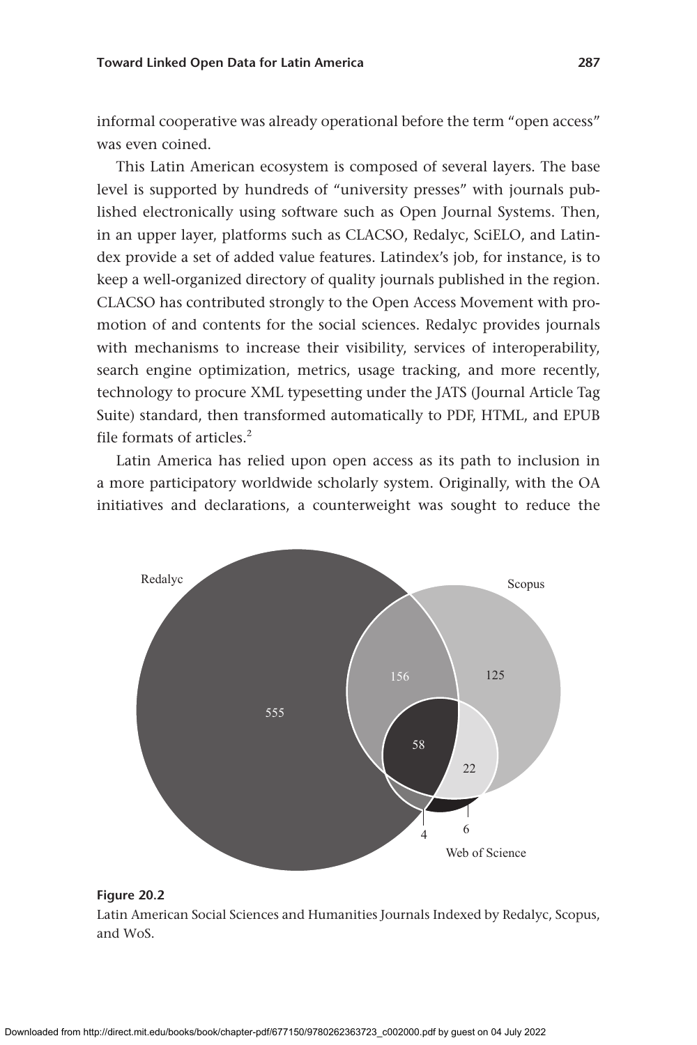informal cooperative was already operational before the term "open access" was even coined.

This Latin American ecosystem is composed of several layers. The base level is supported by hundreds of "university presses" with journals published electronically using software such as Open Journal Systems. Then, in an upper layer, platforms such as CLACSO, Redalyc, SciELO, and Latindex provide a set of added value features. Latindex's job, for instance, is to keep a well-organized directory of quality journals published in the region. CLACSO has contributed strongly to the Open Access Movement with promotion of and contents for the social sciences. Redalyc provides journals with mechanisms to increase their visibility, services of interoperability, search engine optimization, metrics, usage tracking, and more recently, technology to procure XML typesetting under the JATS (Journal Article Tag Suite) standard, then transformed automatically to PDF, HTML, and EPUB file formats of articles.[2]

Latin America has relied upon open access as its path to inclusion in a more participatory worldwide scholarly system. Originally, with the OA initiatives and declarations, a counterweight was sought to reduce the

Redalyc

Scopus

555

156

125

58

22

4

6

Web of Science

**Figure 20.2**

Latin American Social Sciences and Humanities Journals Indexed by Redalyc, Scopus, and WoS.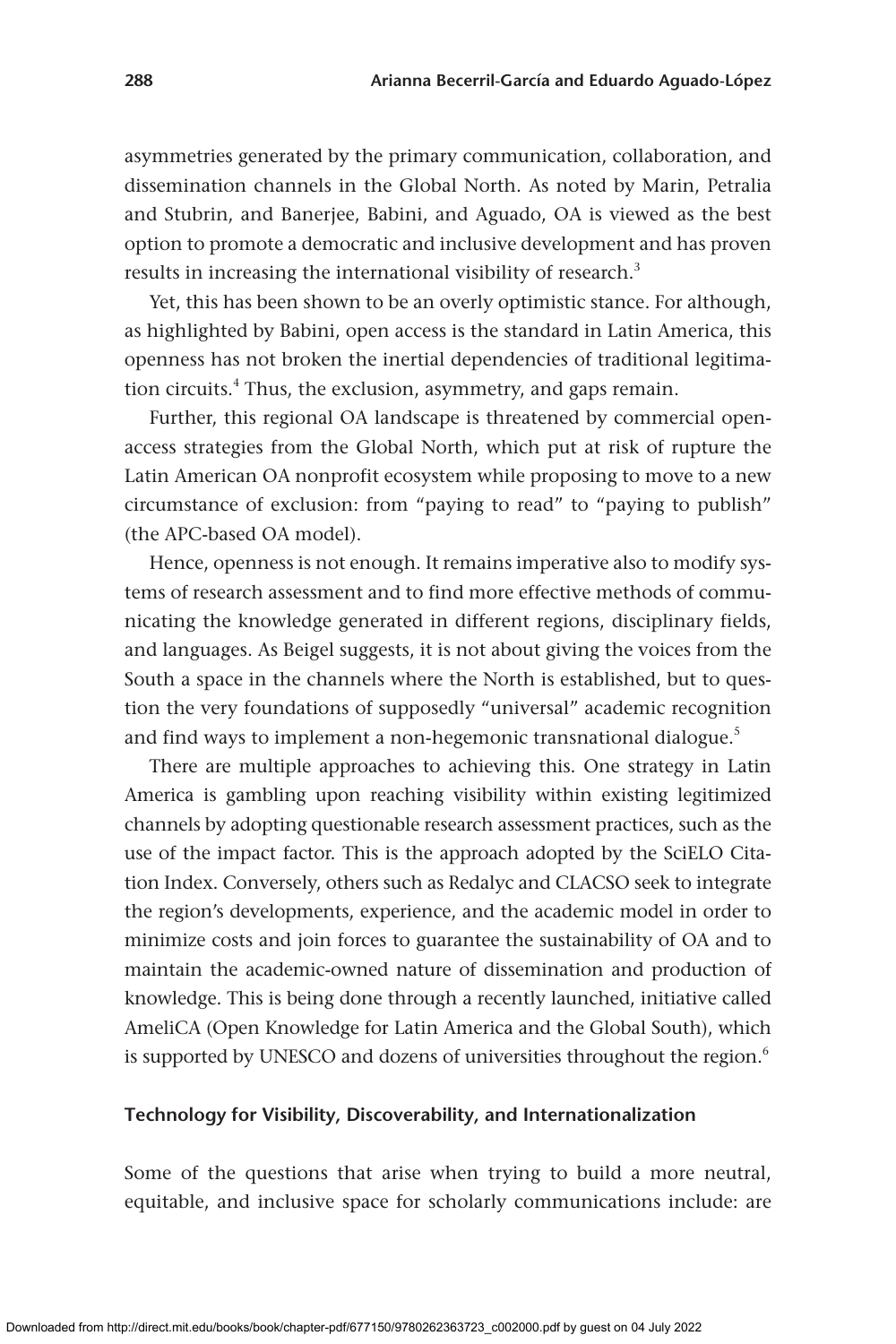asymmetries generated by the primary communication, collaboration, and dissemination channels in the Global North. As noted by Marin, Petralia and Stubrin, and Banerjee, Babini, and Aguado, OA is viewed as the best option to promote a democratic and inclusive development and has proven results in increasing the international visibility of research.[3]

Yet, this has been shown to be an overly optimistic stance. For although, as highlighted by Babini, open access is the standard in Latin America, this openness has not broken the inertial dependencies of traditional legitimation circuits.[4] Thus, the exclusion, asymmetry, and gaps remain.

Further, this regional OA landscape is threatened by commercial open-access strategies from the Global North, which put at risk of rupture the Latin American OA nonprofit ecosystem while proposing to move to a new circumstance of exclusion: from "paying to read" to "paying to publish" (the APC-based OA model).

Hence, openness is not enough. It remains imperative also to modify systems of research assessment and to find more effective methods of communicating the knowledge generated in different regions, disciplinary fields, and languages. As Beigel suggests, it is not about giving the voices from the South a space in the channels where the North is established, but to question the very foundations of supposedly "universal" academic recognition and find ways to implement a non-hegemonic transnational dialogue.[5]

There are multiple approaches to achieving this. One strategy in Latin America is gambling upon reaching visibility within existing legitimized channels by adopting questionable research assessment practices, such as the use of the impact factor. This is the approach adopted by the SciELO Citation Index. Conversely, others such as Redalyc and CLACSO seek to integrate the region's developments, experience, and the academic model in order to minimize costs and join forces to guarantee the sustainability of OA and to maintain the academic-owned nature of dissemination and production of knowledge. This is being done through a recently launched, initiative called AmeliCA (Open Knowledge for Latin America and the Global South), which is supported by UNESCO and dozens of universities throughout the region.[6]

### Technology for Visibility, Discoverability, and Internationalization

Some of the questions that arise when trying to build a more neutral, equitable, and inclusive space for scholarly communications include: are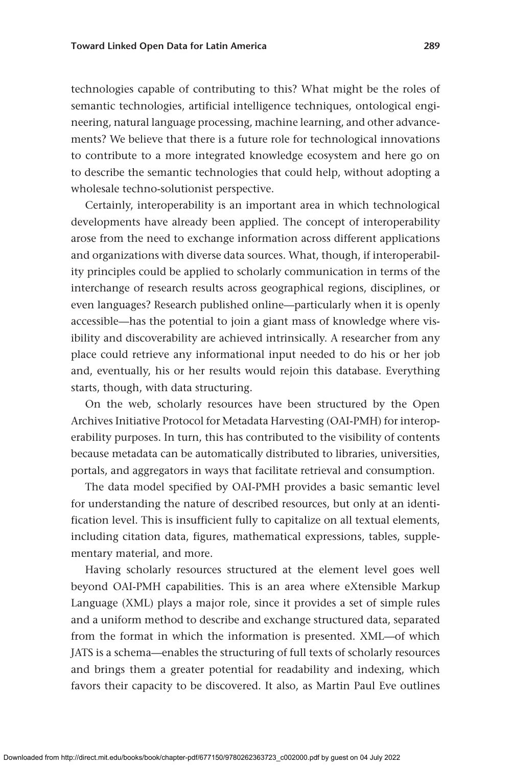technologies capable of contributing to this? What might be the roles of semantic technologies, artificial intelligence techniques, ontological engineering, natural language processing, machine learning, and other advancements? We believe that there is a future role for technological innovations to contribute to a more integrated knowledge ecosystem and here go on to describe the semantic technologies that could help, without adopting a wholesale techno-solutionist perspective.

Certainly, interoperability is an important area in which technological developments have already been applied. The concept of interoperability arose from the need to exchange information across different applications and organizations with diverse data sources. What, though, if interoperability principles could be applied to scholarly communication in terms of the interchange of research results across geographical regions, disciplines, or even languages? Research published online—particularly when it is openly accessible—has the potential to join a giant mass of knowledge where visibility and discoverability are achieved intrinsically. A researcher from any place could retrieve any informational input needed to do his or her job and, eventually, his or her results would rejoin this database. Everything starts, though, with data structuring.

On the web, scholarly resources have been structured by the Open Archives Initiative Protocol for Metadata Harvesting (OAI-PMH) for interoperability purposes. In turn, this has contributed to the visibility of contents because metadata can be automatically distributed to libraries, universities, portals, and aggregators in ways that facilitate retrieval and consumption.

The data model specified by OAI-PMH provides a basic semantic level for understanding the nature of described resources, but only at an identification level. This is insufficient fully to capitalize on all textual elements, including citation data, figures, mathematical expressions, tables, supplementary material, and more.

Having scholarly resources structured at the element level goes well beyond OAI-PMH capabilities. This is an area where eXtensible Markup Language (XML) plays a major role, since it provides a set of simple rules and a uniform method to describe and exchange structured data, separated from the format in which the information is presented. XML—of which JATS is a schema—enables the structuring of full texts of scholarly resources and brings them a greater potential for readability and indexing, which favors their capacity to be discovered. It also, as Martin Paul Eve outlines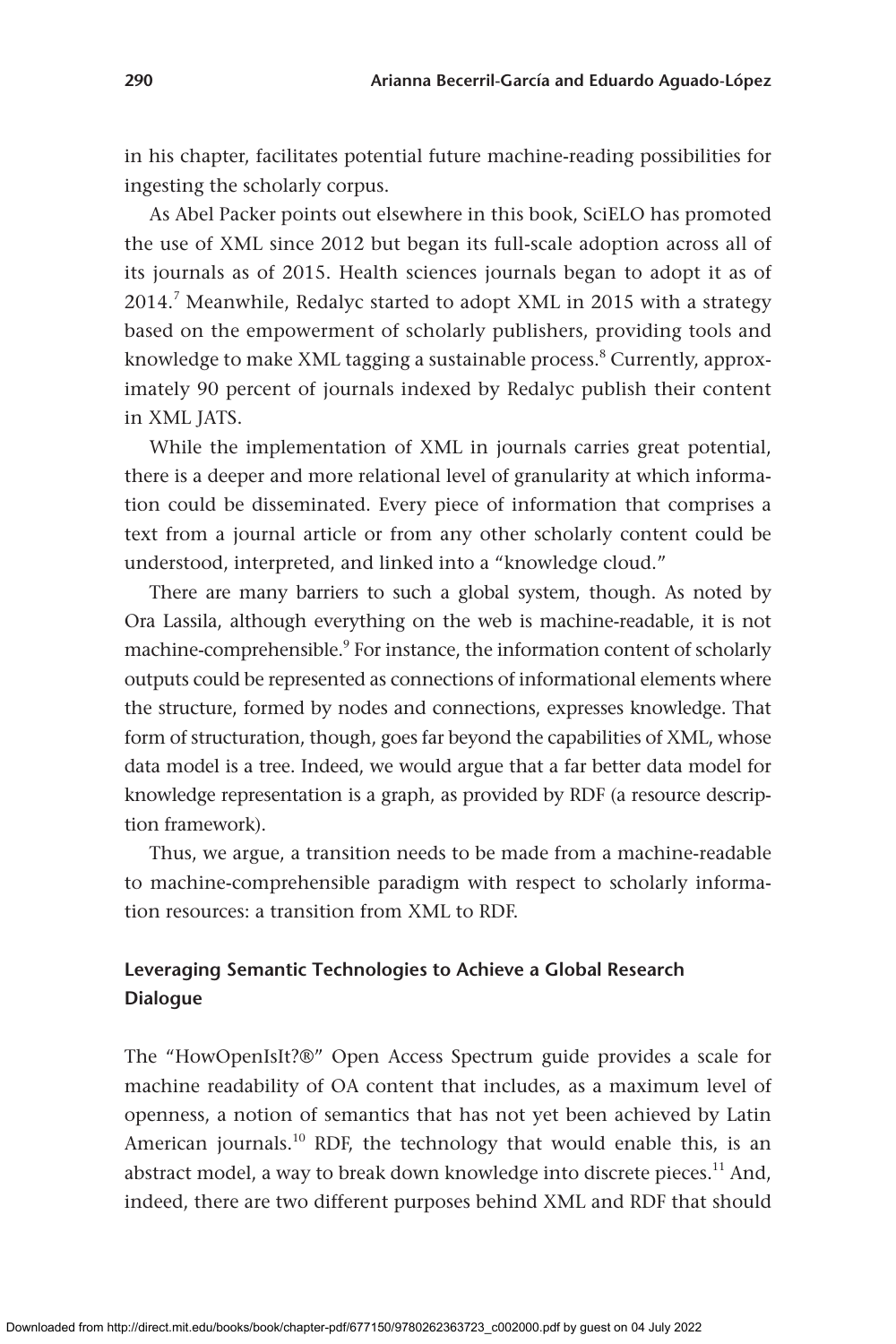in his chapter, facilitates potential future machine-reading possibilities for ingesting the scholarly corpus.

As Abel Packer points out elsewhere in this book, SciELO has promoted the use of XML since 2012 but began its full-scale adoption across all of its journals as of 2015. Health sciences journals began to adopt it as of 2014.[7] Meanwhile, Redalyc started to adopt XML in 2015 with a strategy based on the empowerment of scholarly publishers, providing tools and knowledge to make XML tagging a sustainable process.[8] Currently, approximately 90 percent of journals indexed by Redalyc publish their content in XML JATS.

While the implementation of XML in journals carries great potential, there is a deeper and more relational level of granularity at which information could be disseminated. Every piece of information that comprises a text from a journal article or from any other scholarly content could be understood, interpreted, and linked into a "knowledge cloud."

There are many barriers to such a global system, though. As noted by Ora Lassila, although everything on the web is machine-readable, it is not machine-comprehensible.[9] For instance, the information content of scholarly outputs could be represented as connections of informational elements where the structure, formed by nodes and connections, expresses knowledge. That form of structuration, though, goes far beyond the capabilities of XML, whose data model is a tree. Indeed, we would argue that a far better data model for knowledge representation is a graph, as provided by RDF (a resource description framework).

Thus, we argue, a transition needs to be made from a machine-readable to machine-comprehensible paradigm with respect to scholarly information resources: a transition from XML to RDF.

## Leveraging Semantic Technologies to Achieve a Global Research Dialogue

The "HowOpenIsIt?®" Open Access Spectrum guide provides a scale for machine readability of OA content that includes, as a maximum level of openness, a notion of semantics that has not yet been achieved by Latin American journals.[10] RDF, the technology that would enable this, is an abstract model, a way to break down knowledge into discrete pieces.[11] And, indeed, there are two different purposes behind XML and RDF that should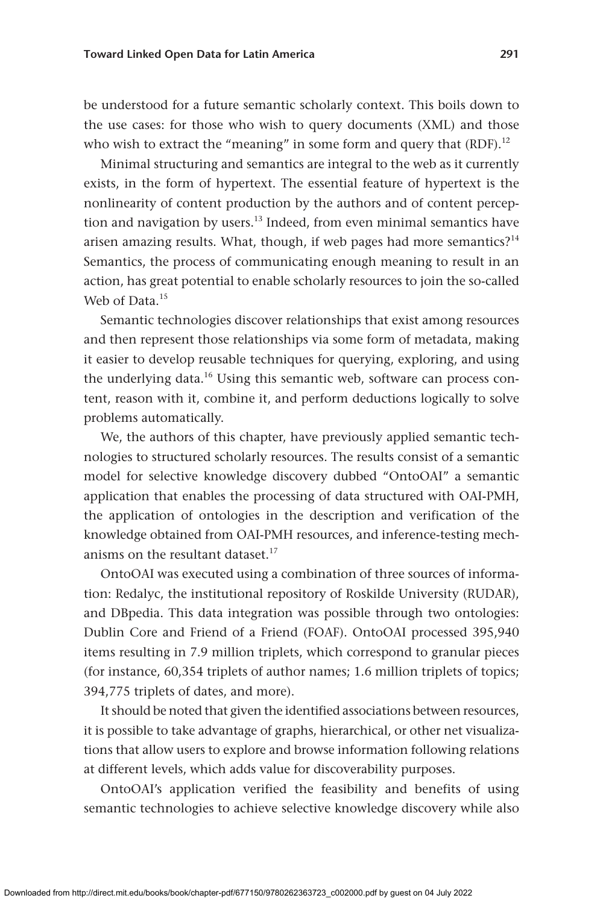be understood for a future semantic scholarly context. This boils down to the use cases: for those who wish to query documents (XML) and those who wish to extract the "meaning" in some form and query that (RDF).[12]

Minimal structuring and semantics are integral to the web as it currently exists, in the form of hypertext. The essential feature of hypertext is the nonlinearity of content production by the authors and of content perception and navigation by users.[13] Indeed, from even minimal semantics have arisen amazing results. What, though, if web pages had more semantics?[14] Semantics, the process of communicating enough meaning to result in an action, has great potential to enable scholarly resources to join the so-called Web of Data.[15]

Semantic technologies discover relationships that exist among resources and then represent those relationships via some form of metadata, making it easier to develop reusable techniques for querying, exploring, and using the underlying data.[16] Using this semantic web, software can process content, reason with it, combine it, and perform deductions logically to solve problems automatically.

We, the authors of this chapter, have previously applied semantic technologies to structured scholarly resources. The results consist of a semantic model for selective knowledge discovery dubbed "OntoOAI" a semantic application that enables the processing of data structured with OAI-PMH, the application of ontologies in the description and verification of the knowledge obtained from OAI-PMH resources, and inference-testing mechanisms on the resultant dataset.[17]

OntoOAI was executed using a combination of three sources of information: Redalyc, the institutional repository of Roskilde University (RUDAR), and DBpedia. This data integration was possible through two ontologies: Dublin Core and Friend of a Friend (FOAF). OntoOAI processed 395,940 items resulting in 7.9 million triplets, which correspond to granular pieces (for instance, 60,354 triplets of author names; 1.6 million triplets of topics; 394,775 triplets of dates, and more).

It should be noted that given the identified associations between resources, it is possible to take advantage of graphs, hierarchical, or other net visualizations that allow users to explore and browse information following relations at different levels, which adds value for discoverability purposes.

OntoOAI's application verified the feasibility and benefits of using semantic technologies to achieve selective knowledge discovery while also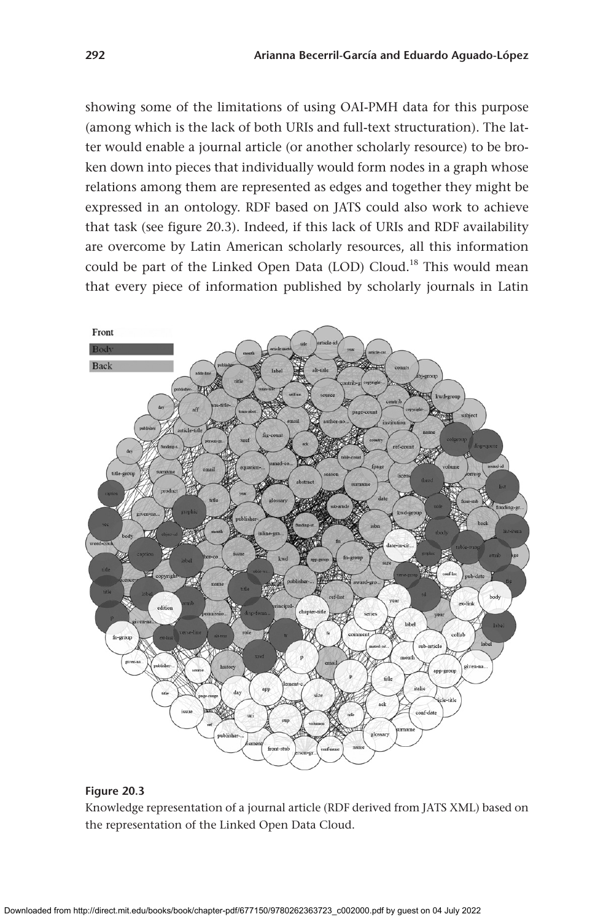showing some of the limitations of using OAI-PMH data for this purpose (among which is the lack of both URIs and full-text structuration). The latter would enable a journal article (or another scholarly resource) to be broken down into pieces that individually would form nodes in a graph whose relations among them are represented as edges and together they might be expressed in an ontology. RDF based on JATS could also work to achieve that task (see figure 20.3). Indeed, if this lack of URIs and RDF availability are overcome by Latin American scholarly resources, all this information could be part of the Linked Open Data (LOD) Cloud.[18] This would mean that every piece of information published by scholarly journals in Latin

**Figure 20.3**

Knowledge representation of a journal article (RDF derived from JATS XML) based on the representation of the Linked Open Data Cloud.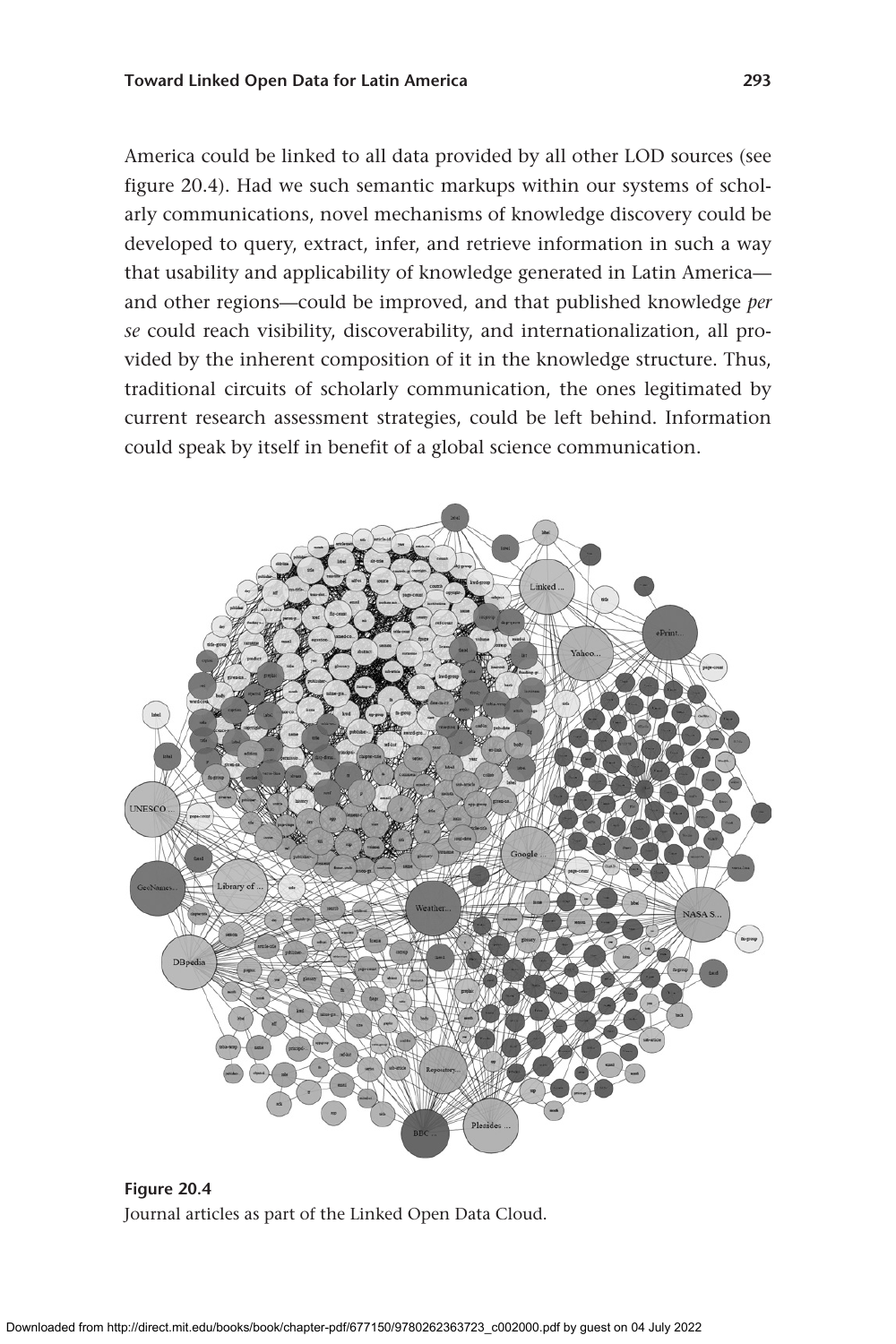America could be linked to all data provided by all other LOD sources (see figure 20.4). Had we such semantic markups within our systems of scholarly communications, novel mechanisms of knowledge discovery could be developed to query, extract, infer, and retrieve information in such a way that usability and applicability of knowledge generated in Latin America—and other regions—could be improved, and that published knowledge *per se* could reach visibility, discoverability, and internationalization, all provided by the inherent composition of it in the knowledge structure. Thus, traditional circuits of scholarly communication, the ones legitimated by current research assessment strategies, could be left behind. Information could speak by itself in benefit of a global science communication.

**Figure 20.4**
Journal articles as part of the Linked Open Data Cloud.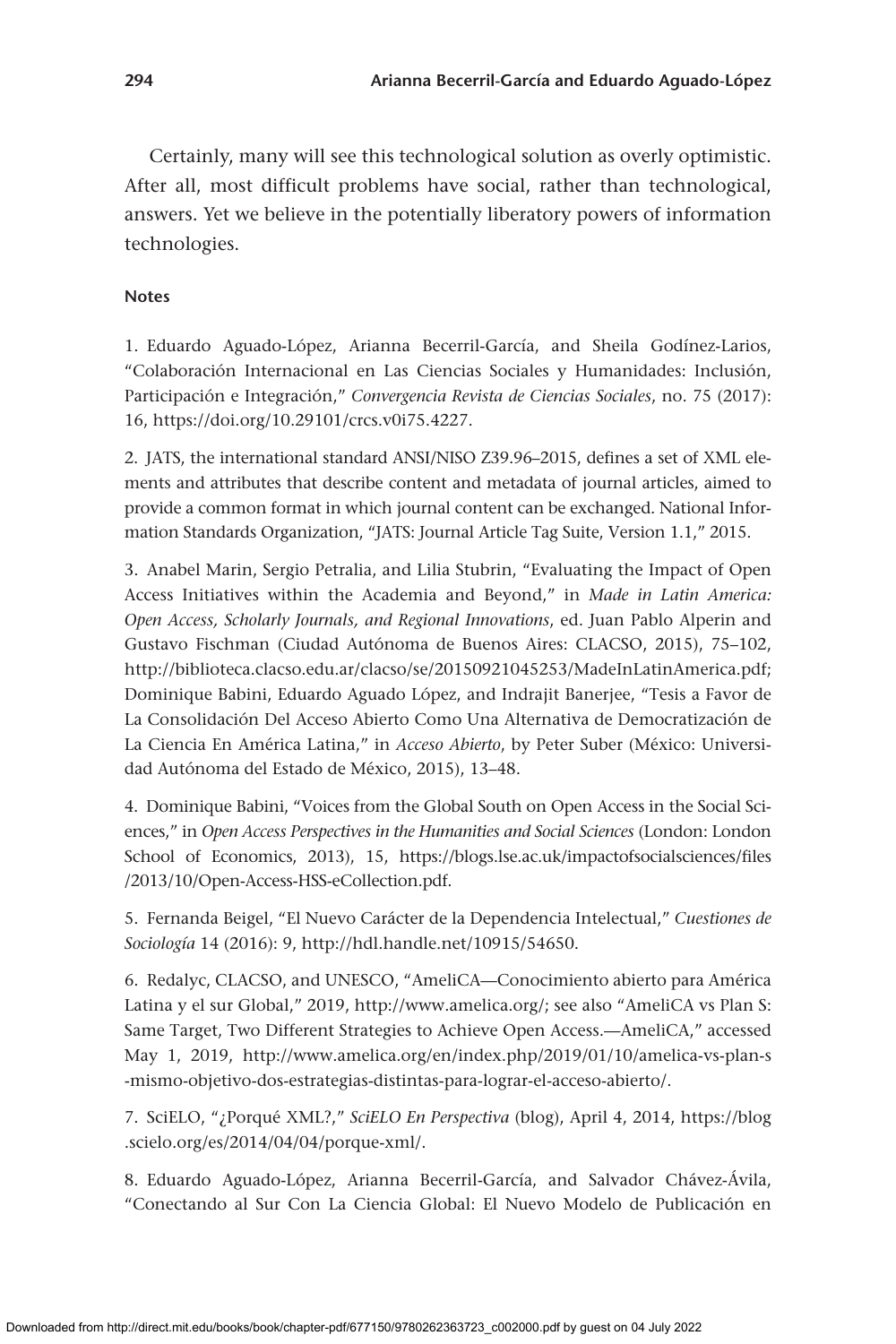Certainly, many will see this technological solution as overly optimistic. After all, most difficult problems have social, rather than technological, answers. Yet we believe in the potentially liberatory powers of information technologies.

#### Notes

1. Eduardo Aguado-López, Arianna Becerril-García, and Sheila Godínez-Larios, "Colaboración Internacional en Las Ciencias Sociales y Humanidades: Inclusión, Participación e Integración," *Convergencia Revista de Ciencias Sociales*, no. 75 (2017): 16, https://doi.org/10.29101/crcs.v0i75.4227.

2. JATS, the international standard ANSI/NISO Z39.96–2015, defines a set of XML elements and attributes that describe content and metadata of journal articles, aimed to provide a common format in which journal content can be exchanged. National Information Standards Organization, "JATS: Journal Article Tag Suite, Version 1.1," 2015.

3. Anabel Marin, Sergio Petralia, and Lilia Stubrin, "Evaluating the Impact of Open Access Initiatives within the Academia and Beyond," in *Made in Latin America: Open Access, Scholarly Journals, and Regional Innovations*, ed. Juan Pablo Alperin and Gustavo Fischman (Ciudad Autónoma de Buenos Aires: CLACSO, 2015), 75–102, http://biblioteca.clacso.edu.ar/clacso/se/20150921045253/MadeInLatinAmerica.pdf; Dominique Babini, Eduardo Aguado López, and Indrajit Banerjee, "Tesis a Favor de La Consolidación Del Acceso Abierto Como Una Alternativa de Democratización de La Ciencia En América Latina," in *Acceso Abierto*, by Peter Suber (México: Universidad Autónoma del Estado de México, 2015), 13–48.

4. Dominique Babini, "Voices from the Global South on Open Access in the Social Sciences," in *Open Access Perspectives in the Humanities and Social Sciences* (London: London School of Economics, 2013), 15, https://blogs.lse.ac.uk/impactofsocialsciences/files/2013/10/Open-Access-HSS-eCollection.pdf.

5. Fernanda Beigel, "El Nuevo Carácter de la Dependencia Intelectual," *Cuestiones de Sociología* 14 (2016): 9, http://hdl.handle.net/10915/54650.

6. Redalyc, CLACSO, and UNESCO, "AmeliCA—Conocimiento abierto para América Latina y el sur Global," 2019, http://www.amelica.org/; see also "AmeliCA vs Plan S: Same Target, Two Different Strategies to Achieve Open Access.—AmeliCA," accessed May 1, 2019, http://www.amelica.org/en/index.php/2019/01/10/amelica-vs-plan-s-mismo-objetivo-dos-estrategias-distintas-para-lograr-el-acceso-abierto/.

7. SciELO, "¿Porqué XML?," *SciELO En Perspectiva* (blog), April 4, 2014, https://blog.scielo.org/es/2014/04/04/porque-xml/.

8. Eduardo Aguado-López, Arianna Becerril-García, and Salvador Chávez-Ávila, "Conectando al Sur Con La Ciencia Global: El Nuevo Modelo de Publicación en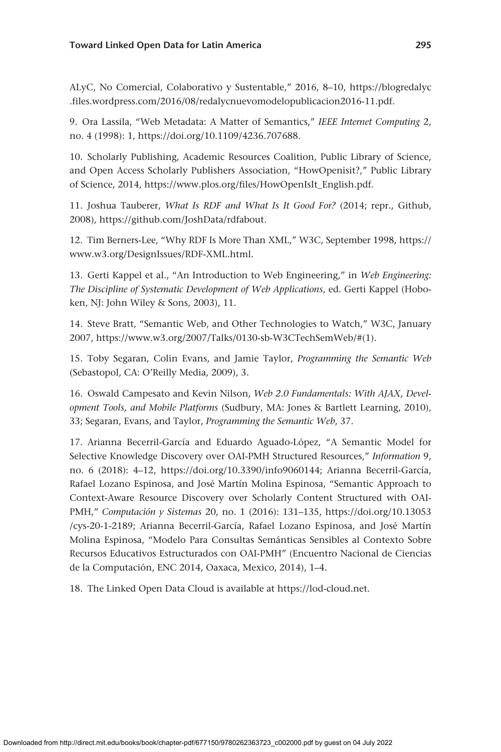ALyC, No Comercial, Colaborativo y Sustentable," 2016, 8–10, https://blogredalyc.files.wordpress.com/2016/08/redalycnuevomodelopublicacion2016-11.pdf.

9. Ora Lassila, "Web Metadata: A Matter of Semantics," *IEEE Internet Computing* 2, no. 4 (1998): 1, https://doi.org/10.1109/4236.707688.

10. Scholarly Publishing, Academic Resources Coalition, Public Library of Science, and Open Access Scholarly Publishers Association, "HowOpenisit?," Public Library of Science, 2014, https://www.plos.org/files/HowOpenIsIt_English.pdf.

11. Joshua Tauberer, *What Is RDF and What Is It Good For?* (2014; repr., Github, 2008), https://github.com/JoshData/rdfabout.

12. Tim Berners-Lee, "Why RDF Is More Than XML," W3C, September 1998, https://www.w3.org/DesignIssues/RDF-XML.html.

13. Gerti Kappel et al., "An Introduction to Web Engineering," in *Web Engineering: The Discipline of Systematic Development of Web Applications*, ed. Gerti Kappel (Hoboken, NJ: John Wiley & Sons, 2003), 11.

14. Steve Bratt, "Semantic Web, and Other Technologies to Watch," W3C, January 2007, https://www.w3.org/2007/Talks/0130-sb-W3CTechSemWeb/#(1).

15. Toby Segaran, Colin Evans, and Jamie Taylor, *Programming the Semantic Web* (Sebastopol, CA: O'Reilly Media, 2009), 3.

16. Oswald Campesato and Kevin Nilson, *Web 2.0 Fundamentals: With AJAX, Development Tools, and Mobile Platforms* (Sudbury, MA: Jones & Bartlett Learning, 2010), 33; Segaran, Evans, and Taylor, *Programming the Semantic Web*, 37.

17. Arianna Becerril-García and Eduardo Aguado-López, "A Semantic Model for Selective Knowledge Discovery over OAI-PMH Structured Resources," *Information* 9, no. 6 (2018): 4–12, https://doi.org/10.3390/info9060144; Arianna Becerril-García, Rafael Lozano Espinosa, and José Martín Molina Espinosa, "Semantic Approach to Context-Aware Resource Discovery over Scholarly Content Structured with OAI-PMH," *Computación y Sistemas* 20, no. 1 (2016): 131–135, https://doi.org/10.13053/cys-20-1-2189; Arianna Becerril-García, Rafael Lozano Espinosa, and José Martín Molina Espinosa, "Modelo Para Consultas Semánticas Sensibles al Contexto Sobre Recursos Educativos Estructurados con OAI-PMH" (Encuentro Nacional de Ciencias de la Computación, ENC 2014, Oaxaca, Mexico, 2014), 1–4.

18. The Linked Open Data Cloud is available at https://lod-cloud.net.